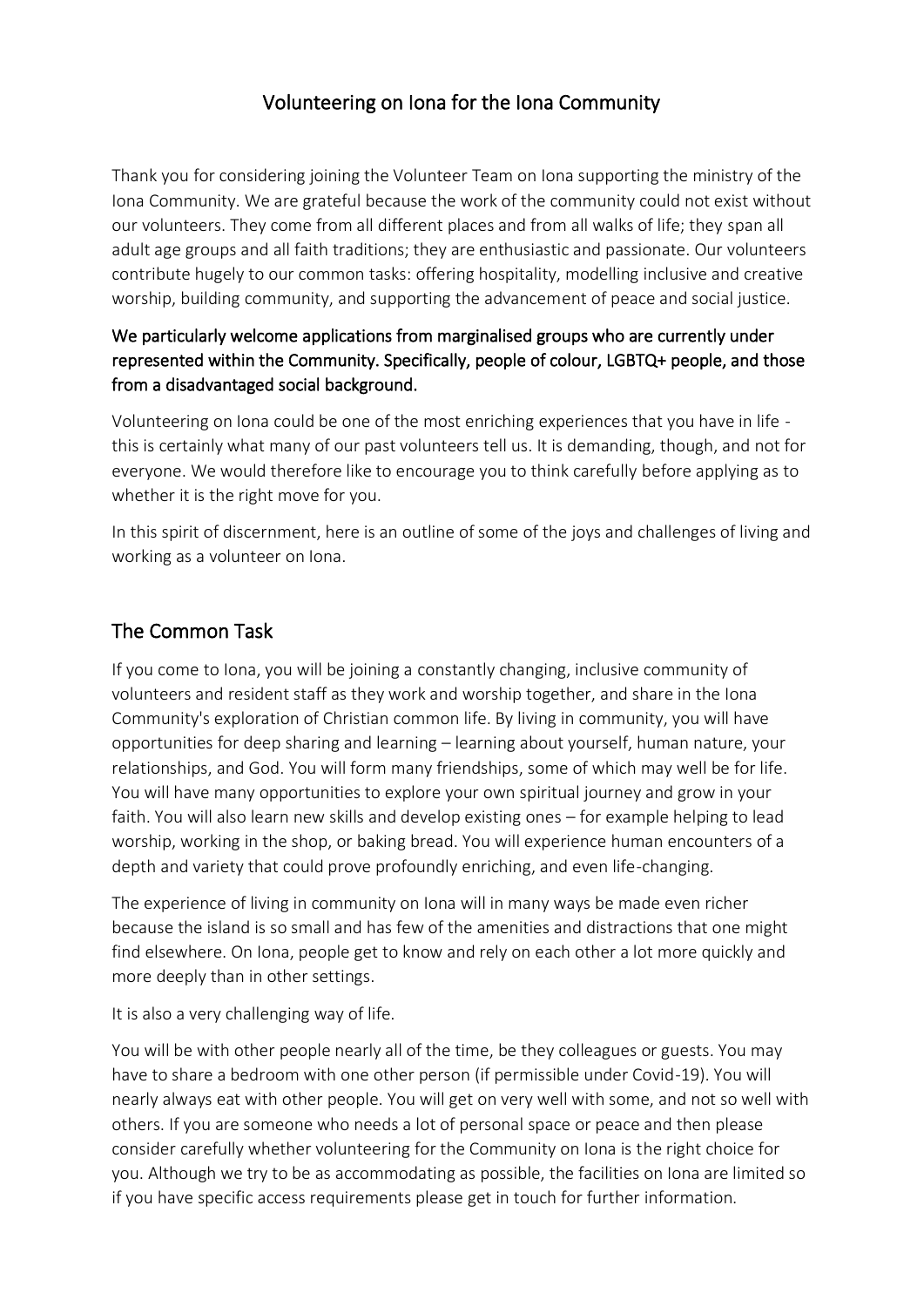# Volunteering on Iona for the Iona Community

Thank you for considering joining the Volunteer Team on Iona supporting the ministry of the Iona Community. We are grateful because the work of the community could not exist without our volunteers. They come from all different places and from all walks of life; they span all adult age groups and all faith traditions; they are enthusiastic and passionate. Our volunteers contribute hugely to our common tasks: offering hospitality, modelling inclusive and creative worship, building community, and supporting the advancement of peace and social justice.

We particularly welcome applications from marginalised groups who are currently under represented within the Community. Specifically, people of colour, LGBTQ+ people, and those from a disadvantaged social background.

Volunteering on Iona could be one of the most enriching experiences that you have in life - this is certainly what many of our past volunteers tell us. It is demanding, though, and not for everyone. We would therefore like to encourage you to think carefully before applying as to whether it is the right move for you.

In this spirit of discernment, here is an outline of some of the joys and challenges of living and working as a volunteer on Iona.

## The Common Task

If you come to Iona, you will be joining a constantly changing, inclusive community of volunteers and resident staff as they work and worship together, and share in the Iona Community's exploration of Christian common life. By living in community, you will have opportunities for deep sharing and learning – learning about yourself, human nature, your relationships, and God. You will form many friendships, some of which may well be for life. You will have many opportunities to explore your own spiritual journey and grow in your faith. You will also learn new skills and develop existing ones – for example helping to lead worship, working in the shop, or baking bread. You will experience human encounters of a depth and variety that could prove profoundly enriching, and even life-changing.

The experience of living in community on Iona will in many ways be made even richer because the island is so small and has few of the amenities and distractions that one might find elsewhere. On Iona, people get to know and rely on each other a lot more quickly and more deeply than in other settings.

It is also a very challenging way of life.

You will be with other people nearly all of the time, be they colleagues or guests. You may have to share a bedroom with one other person (if permissible under Covid-19). You will nearly always eat with other people. You will get on very well with some, and not so well with others. If you are someone who needs a lot of personal space or peace and then please consider carefully whether volunteering for the Community on Iona is the right choice for you. Although we try to be as accommodating as possible, the facilities on Iona are limited so if you have specific access requirements please get in touch for further information.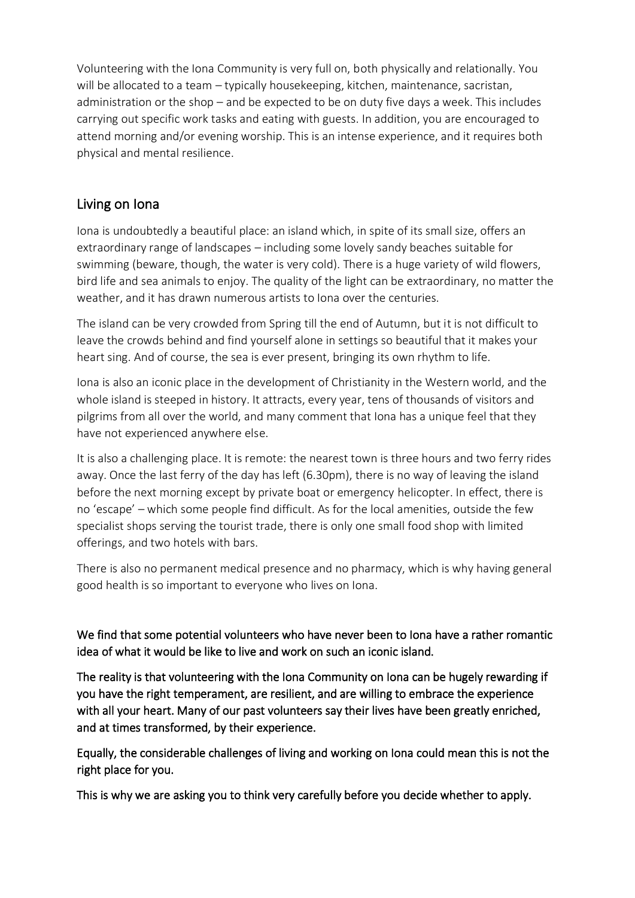Volunteering with the Iona Community is very full on, both physically and relationally. You will be allocated to a team – typically housekeeping, kitchen, maintenance, sacristan, administration or the shop – and be expected to be on duty five days a week. This includes carrying out specific work tasks and eating with guests. In addition, you are encouraged to attend morning and/or evening worship. This is an intense experience, and it requires both physical and mental resilience.

## Living on Iona

Iona is undoubtedly a beautiful place: an island which, in spite of its small size, offers an extraordinary range of landscapes – including some lovely sandy beaches suitable for swimming (beware, though, the water is very cold). There is a huge variety of wild flowers, bird life and sea animals to enjoy. The quality of the light can be extraordinary, no matter the weather, and it has drawn numerous artists to Iona over the centuries.

The island can be very crowded from Spring till the end of Autumn, but it is not difficult to leave the crowds behind and find yourself alone in settings so beautiful that it makes your heart sing. And of course, the sea is ever present, bringing its own rhythm to life.

Iona is also an iconic place in the development of Christianity in the Western world, and the whole island is steeped in history. It attracts, every year, tens of thousands of visitors and pilgrims from all over the world, and many comment that Iona has a unique feel that they have not experienced anywhere else.

It is also a challenging place. It is remote: the nearest town is three hours and two ferry rides away. Once the last ferry of the day has left (6.30pm), there is no way of leaving the island before the next morning except by private boat or emergency helicopter. In effect, there is no 'escape' – which some people find difficult. As for the local amenities, outside the few specialist shops serving the tourist trade, there is only one small food shop with limited offerings, and two hotels with bars.

There is also no permanent medical presence and no pharmacy, which is why having general good health is so important to everyone who lives on Iona.

**We find that some potential volunteers who have never been to Iona have a rather romantic idea of what it would be like to live and work on such an iconic island.**

**The reality is that volunteering with the Iona Community on Iona can be hugely rewarding if you have the right temperament, are resilient, and are willing to embrace the experience with all your heart. Many of our past volunteers say their lives have been greatly enriched, and at times transformed, by their experience.**

**Equally, the considerable challenges of living and working on Iona could mean this is not the right place for you.**

**This is why we are asking you to think very carefully before you decide whether to apply.**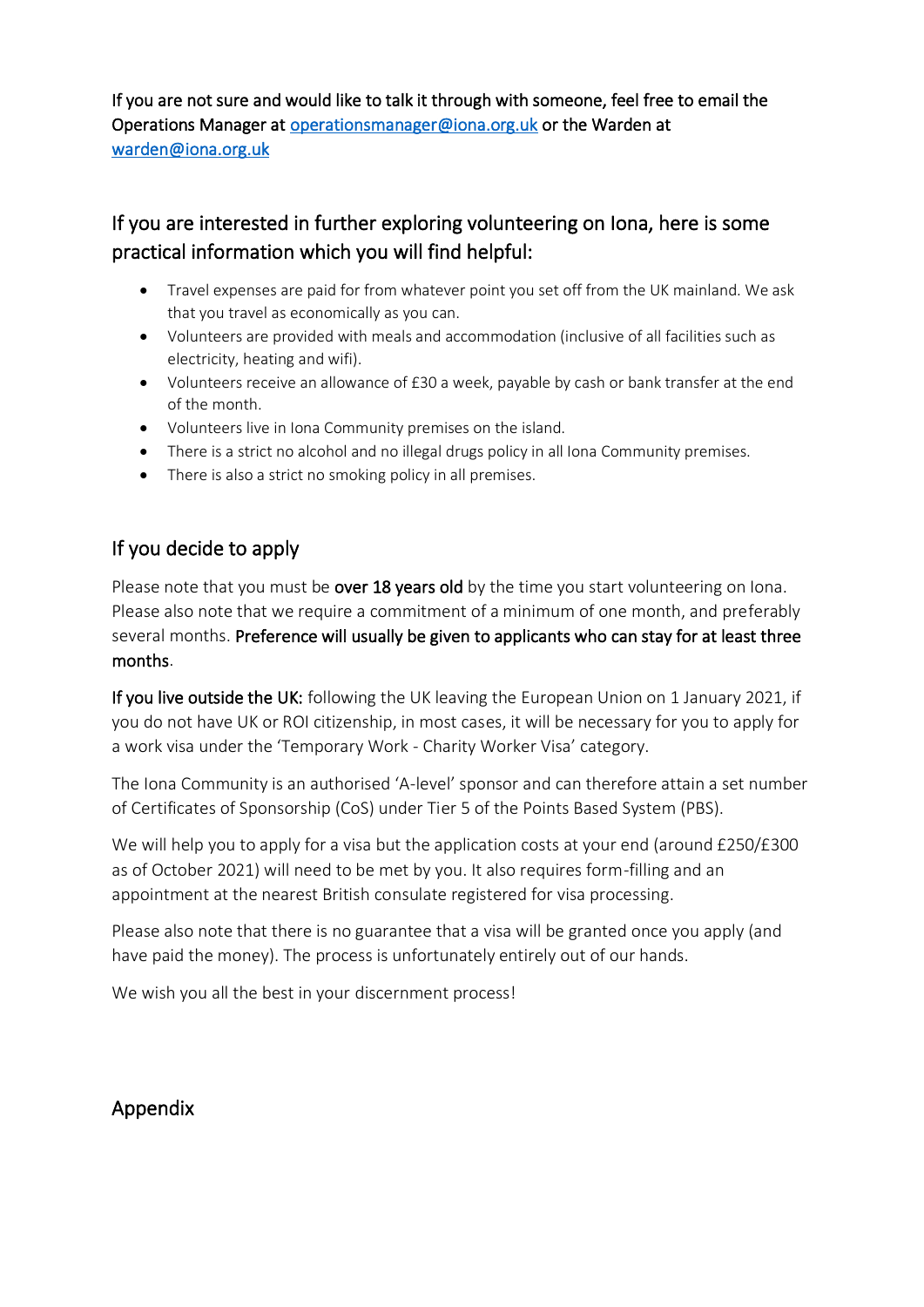If you are not sure and would like to talk it through with someone, feel free to email the Operations Manager at operationsmanager@iona.org.uk or the Warden at warden@iona.org.uk

## If you are interested in further exploring volunteering on Iona, here is some practical information which you will find helpful:

- Travel expenses are paid for from whatever point you set off from the UK mainland. We ask that you travel as economically as you can.
- Volunteers are provided with meals and accommodation (inclusive of all facilities such as electricity, heating and wifi).
- Volunteers receive an allowance of £30 a week, payable by cash or bank transfer at the end of the month.
- Volunteers live in Iona Community premises on the island.
- There is a strict no alcohol and no illegal drugs policy in all Iona Community premises.
- There is also a strict no smoking policy in all premises.

## If you decide to apply

Please note that you must be **over 18 years old** by the time you start volunteering on Iona. Please also note that we require a commitment of a minimum of one month, and preferably several months. **Preference will usually be given to applicants who can stay for at least three months**.

**If you live outside the UK:** following the UK leaving the European Union on 1 January 2021, if you do not have UK or ROI citizenship, in most cases, it will be necessary for you to apply for a work visa under the 'Temporary Work - Charity Worker Visa' category.

The Iona Community is an authorised 'A-level' sponsor and can therefore attain a set number of Certificates of Sponsorship (CoS) under Tier 5 of the Points Based System (PBS).

We will help you to apply for a visa but the application costs at your end (around £250/£300 as of October 2021) will need to be met by you. It also requires form-filling and an appointment at the nearest British consulate registered for visa processing.

Please also note that there is no guarantee that a visa will be granted once you apply (and have paid the money). The process is unfortunately entirely out of our hands.

We wish you all the best in your discernment process!

## Appendix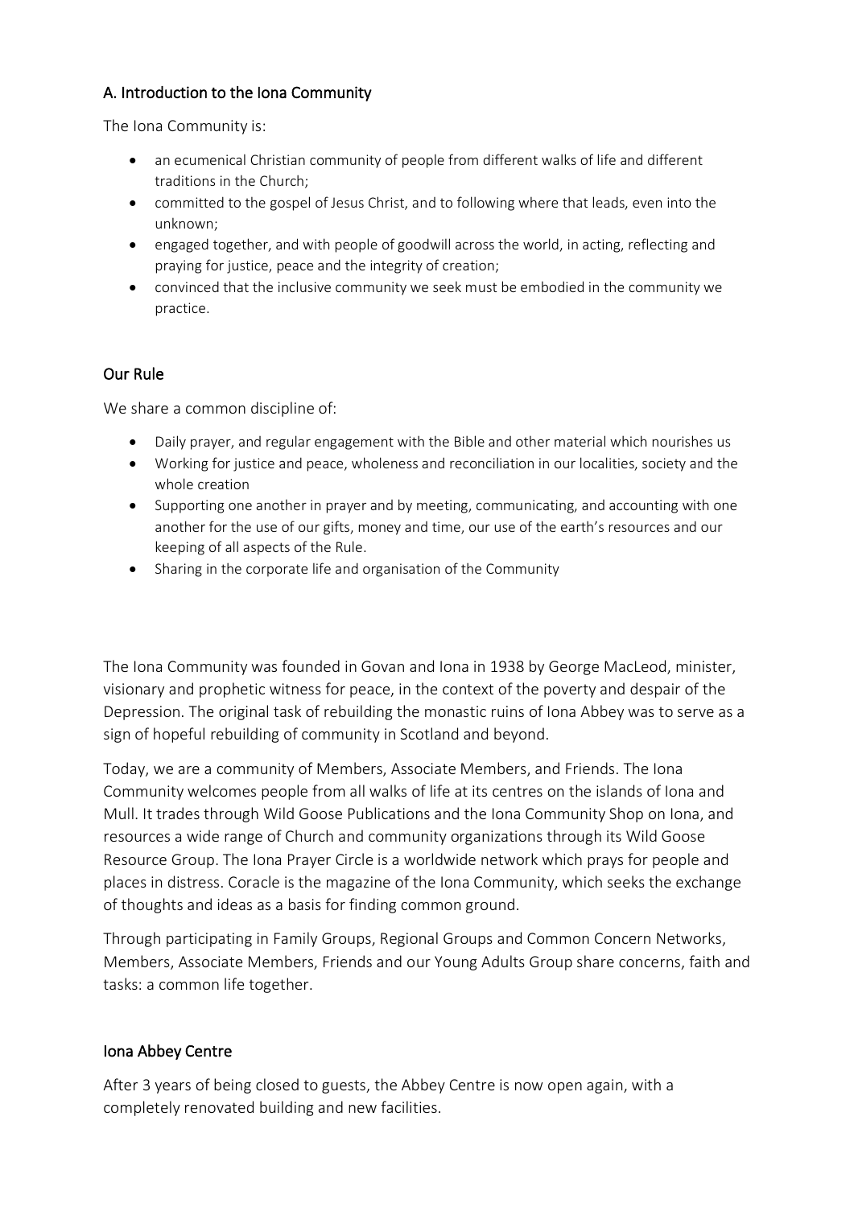## A. Introduction to the Iona Community

The Iona Community is:

- an ecumenical Christian community of people from different walks of life and different traditions in the Church;
- committed to the gospel of Jesus Christ, and to following where that leads, even into the unknown;
- engaged together, and with people of goodwill across the world, in acting, reflecting and praying for justice, peace and the integrity of creation;
- convinced that the inclusive community we seek must be embodied in the community we practice.

### Our Rule

We share a common discipline of:

- Daily prayer, and regular engagement with the Bible and other material which nourishes us
- Working for justice and peace, wholeness and reconciliation in our localities, society and the whole creation
- Supporting one another in prayer and by meeting, communicating, and accounting with one another for the use of our gifts, money and time, our use of the earth's resources and our keeping of all aspects of the Rule.
- Sharing in the corporate life and organisation of the Community

The Iona Community was founded in Govan and Iona in 1938 by George MacLeod, minister, visionary and prophetic witness for peace, in the context of the poverty and despair of the Depression. The original task of rebuilding the monastic ruins of Iona Abbey was to serve as a sign of hopeful rebuilding of community in Scotland and beyond.

Today, we are a community of Members, Associate Members, and Friends. The Iona Community welcomes people from all walks of life at its centres on the islands of Iona and Mull. It trades through Wild Goose Publications and the Iona Community Shop on Iona, and resources a wide range of Church and community organizations through its Wild Goose Resource Group. The Iona Prayer Circle is a worldwide network which prays for people and places in distress. Coracle is the magazine of the Iona Community, which seeks the exchange of thoughts and ideas as a basis for finding common ground.

Through participating in Family Groups, Regional Groups and Common Concern Networks, Members, Associate Members, Friends and our Young Adults Group share concerns, faith and tasks: a common life together.

### Iona Abbey Centre

After 3 years of being closed to guests, the Abbey Centre is now open again, with a completely renovated building and new facilities.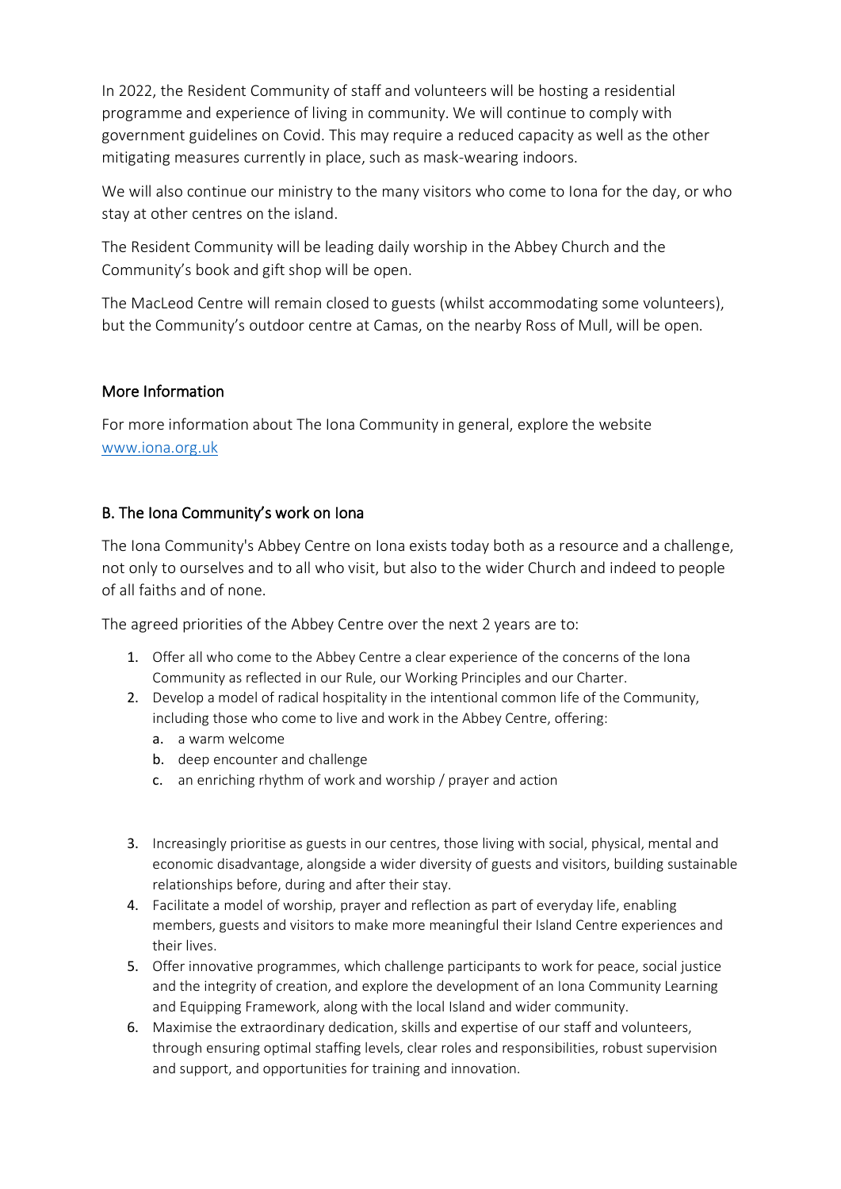In 2022, the Resident Community of staff and volunteers will be hosting a residential programme and experience of living in community. We will continue to comply with government guidelines on Covid. This may require a reduced capacity as well as the other mitigating measures currently in place, such as mask-wearing indoors.

We will also continue our ministry to the many visitors who come to Iona for the day, or who stay at other centres on the island.

The Resident Community will be leading daily worship in the Abbey Church and the Community's book and gift shop will be open.

The MacLeod Centre will remain closed to guests (whilst accommodating some volunteers), but the Community's outdoor centre at Camas, on the nearby Ross of Mull, will be open.

## More Information

For more information about The Iona Community in general, explore the website [www.iona.org.uk](http://www.iona.org.uk)

## B. The Iona Community's work on Iona

The Iona Community's Abbey Centre on Iona exists today both as a resource and a challenge, not only to ourselves and to all who visit, but also to the wider Church and indeed to people of all faiths and of none.

The agreed priorities of the Abbey Centre over the next 2 years are to:

1. Offer all who come to the Abbey Centre a clear experience of the concerns of the Iona Community as reflected in our Rule, our Working Principles and our Charter.
2. Develop a model of radical hospitality in the intentional common life of the Community, including those who come to live and work in the Abbey Centre, offering:
   a. a warm welcome
   b. deep encounter and challenge
   c. an enriching rhythm of work and worship / prayer and action
3. Increasingly prioritise as guests in our centres, those living with social, physical, mental and economic disadvantage, alongside a wider diversity of guests and visitors, building sustainable relationships before, during and after their stay.
4. Facilitate a model of worship, prayer and reflection as part of everyday life, enabling members, guests and visitors to make more meaningful their Island Centre experiences and their lives.
5. Offer innovative programmes, which challenge participants to work for peace, social justice and the integrity of creation, and explore the development of an Iona Community Learning and Equipping Framework, along with the local Island and wider community.
6. Maximise the extraordinary dedication, skills and expertise of our staff and volunteers, through ensuring optimal staffing levels, clear roles and responsibilities, robust supervision and support, and opportunities for training and innovation.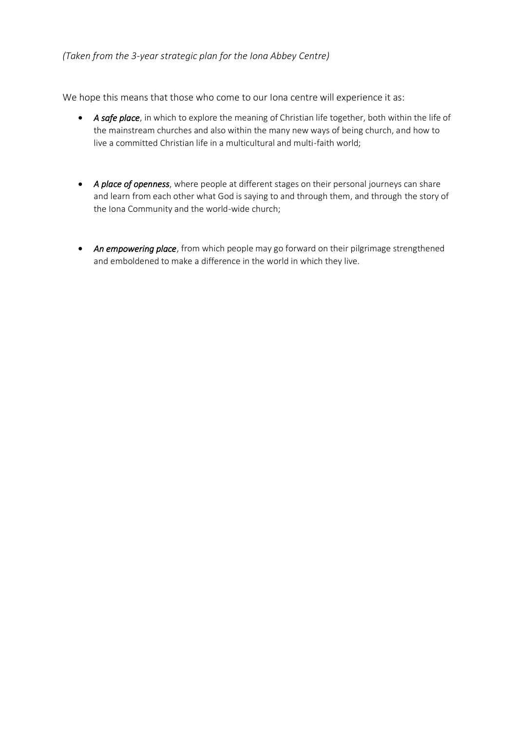*(Taken from the 3-year strategic plan for the Iona Abbey Centre)*

We hope this means that those who come to our Iona centre will experience it as:

- ***A safe place***, in which to explore the meaning of Christian life together, both within the life of the mainstream churches and also within the many new ways of being church, and how to live a committed Christian life in a multicultural and multi-faith world;

- ***A place of openness***, where people at different stages on their personal journeys can share and learn from each other what God is saying to and through them, and through the story of the Iona Community and the world-wide church;

- ***An empowering place***, from which people may go forward on their pilgrimage strengthened and emboldened to make a difference in the world in which they live.